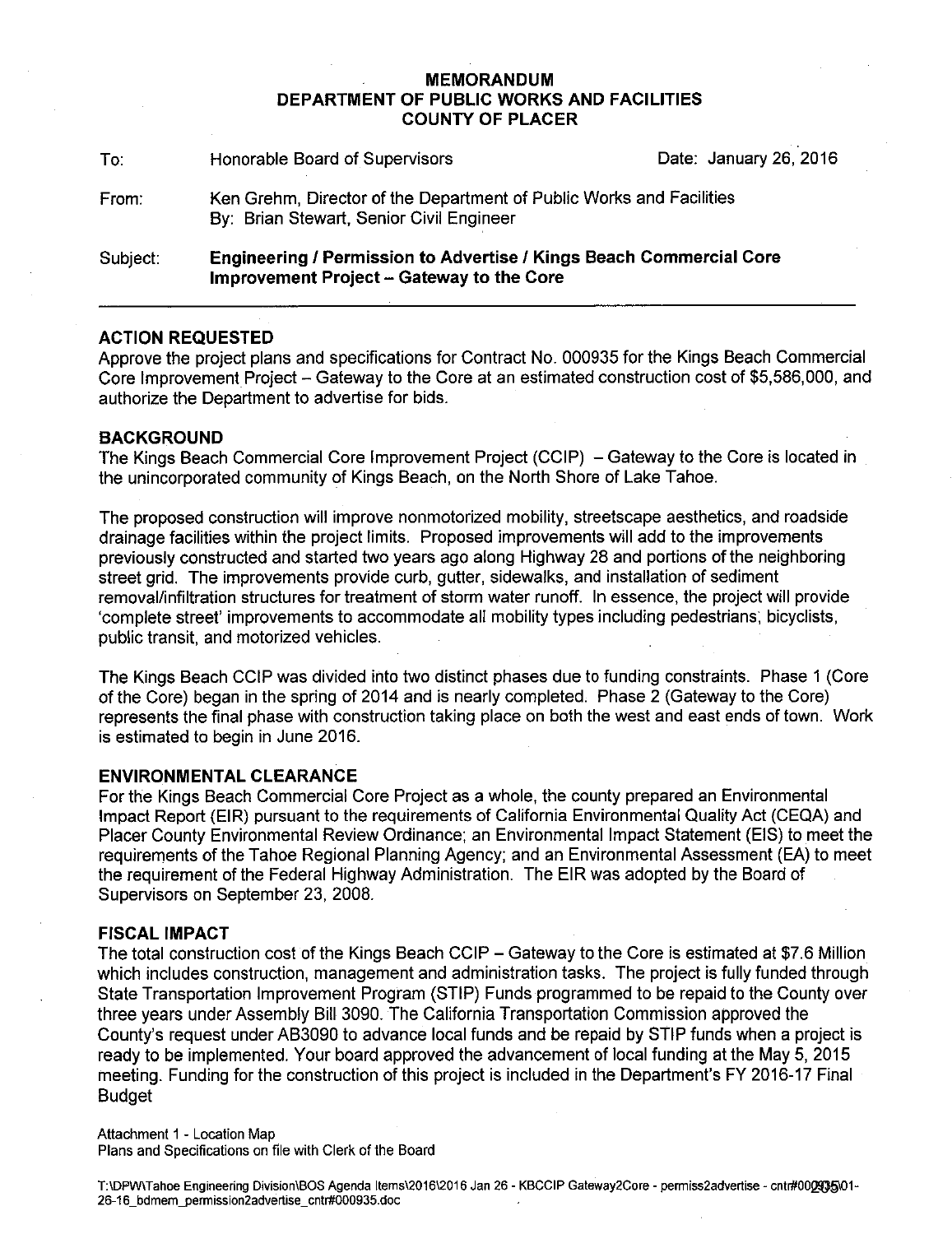# MEMORANDUM
## DEPARTMENT OF PUBLIC WORKS AND FACILITIES
## COUNTY OF PLACER

To: Honorable Board of Supervisors — Date: January 26, 2016

From: Ken Grehm, Director of the Department of Public Works and Facilities
By: Brian Stewart, Senior Civil Engineer

Subject: **Engineering / Permission to Advertise / Kings Beach Commercial Core Improvement Project – Gateway to the Core**

---

### ACTION REQUESTED

Approve the project plans and specifications for Contract No. 000935 for the Kings Beach Commercial Core Improvement Project – Gateway to the Core at an estimated construction cost of $5,586,000, and authorize the Department to advertise for bids.

### BACKGROUND

The Kings Beach Commercial Core Improvement Project (CCIP) – Gateway to the Core is located in the unincorporated community of Kings Beach, on the North Shore of Lake Tahoe.

The proposed construction will improve nonmotorized mobility, streetscape aesthetics, and roadside drainage facilities within the project limits. Proposed improvements will add to the improvements previously constructed and started two years ago along Highway 28 and portions of the neighboring street grid. The improvements provide curb, gutter, sidewalks, and installation of sediment removal/infiltration structures for treatment of storm water runoff. In essence, the project will provide 'complete street' improvements to accommodate all mobility types including pedestrians, bicyclists, public transit, and motorized vehicles.

The Kings Beach CCIP was divided into two distinct phases due to funding constraints. Phase 1 (Core of the Core) began in the spring of 2014 and is nearly completed. Phase 2 (Gateway to the Core) represents the final phase with construction taking place on both the west and east ends of town. Work is estimated to begin in June 2016.

### ENVIRONMENTAL CLEARANCE

For the Kings Beach Commercial Core Project as a whole, the county prepared an Environmental Impact Report (EIR) pursuant to the requirements of California Environmental Quality Act (CEQA) and Placer County Environmental Review Ordinance; an Environmental Impact Statement (EIS) to meet the requirements of the Tahoe Regional Planning Agency; and an Environmental Assessment (EA) to meet the requirement of the Federal Highway Administration. The EIR was adopted by the Board of Supervisors on September 23, 2008.

### FISCAL IMPACT

The total construction cost of the Kings Beach CCIP – Gateway to the Core is estimated at $7.6 Million which includes construction, management and administration tasks. The project is fully funded through State Transportation Improvement Program (STIP) Funds programmed to be repaid to the County over three years under Assembly Bill 3090. The California Transportation Commission approved the County's request under AB3090 to advance local funds and be repaid by STIP funds when a project is ready to be implemented. Your board approved the advancement of local funding at the May 5, 2015 meeting. Funding for the construction of this project is included in the Department's FY 2016-17 Final Budget

Attachment 1 - Location Map
Plans and Specifications on file with Clerk of the Board

T:\DPW\Tahoe Engineering Division\BOS Agenda Items\2016\2016 Jan 26 - KBCCIP Gateway2Core - permiss2advertise - cntr#000935\01-26-16_bdmem_permission2advertise_cntr#000935.doc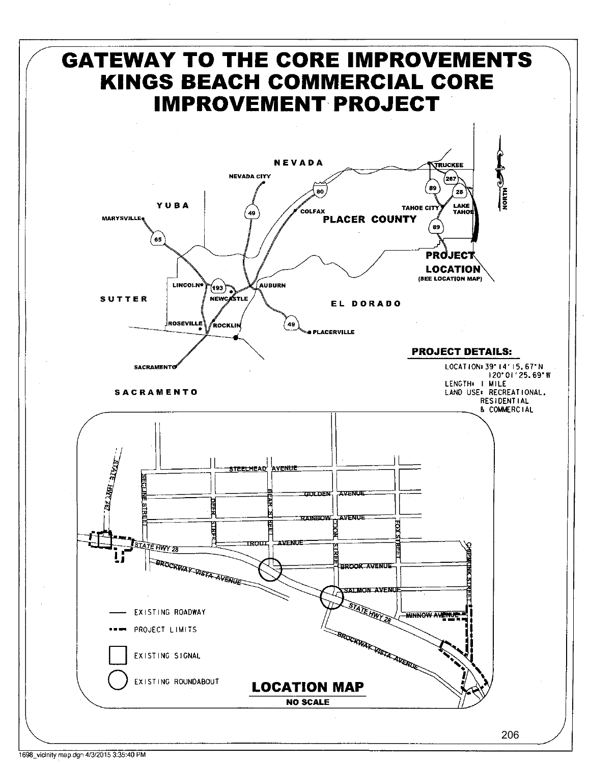# GATEWAY TO THE CORE IMPROVEMENTS KINGS BEACH COMMERCIAL CORE IMPROVEMENT PROJECT

NEVADA

NEVADA CITY

YUBA

MARYSVILLE

COLFAX

PLACER COUNTY

TRUCKEE

TAHOE CITY

LAKE TAHOE

NORTH

PROJECT LOCATION
(SEE LOCATION MAP)

LINCOLN

NEWCASTLE

AUBURN

SUTTER

EL DORADO

ROSEVILLE

ROCKLIN

PLACERVILLE

SACRAMENTO

SACRAMENTO

80 49 65 193 49 89 267 28 89

## PROJECT DETAILS:

LOCATION: 39° 14' 15.67" N
120° 01' 25.69" W
LENGTH: 1 MILE
LAND USE: RECREATIONAL, RESIDENTIAL & COMMERCIAL

STATE HWY 267

STEELHEAD AVENUE

SECLINE STREET

GOLDEN AVENUE

DEER STREET

BEAR STREET

RAINBOW AVENUE

COON STREET

FOX STREET

TROUT AVENUE

STATE HWY 28

CHIPMUNK STREET

BROCKWAY VISTA AVENUE

BROOK AVENUE

SALMON AVENUE

STATE HWY 28

MINNOW AVENUE

BROCKWAY VISTA AVENUE

EXISTING ROADWAY

PROJECT LIMITS

EXISTING SIGNAL

EXISTING ROUNDABOUT

## LOCATION MAP

NO SCALE

1698_vicinity map.dgn 4/3/2015 3:35:40 PM